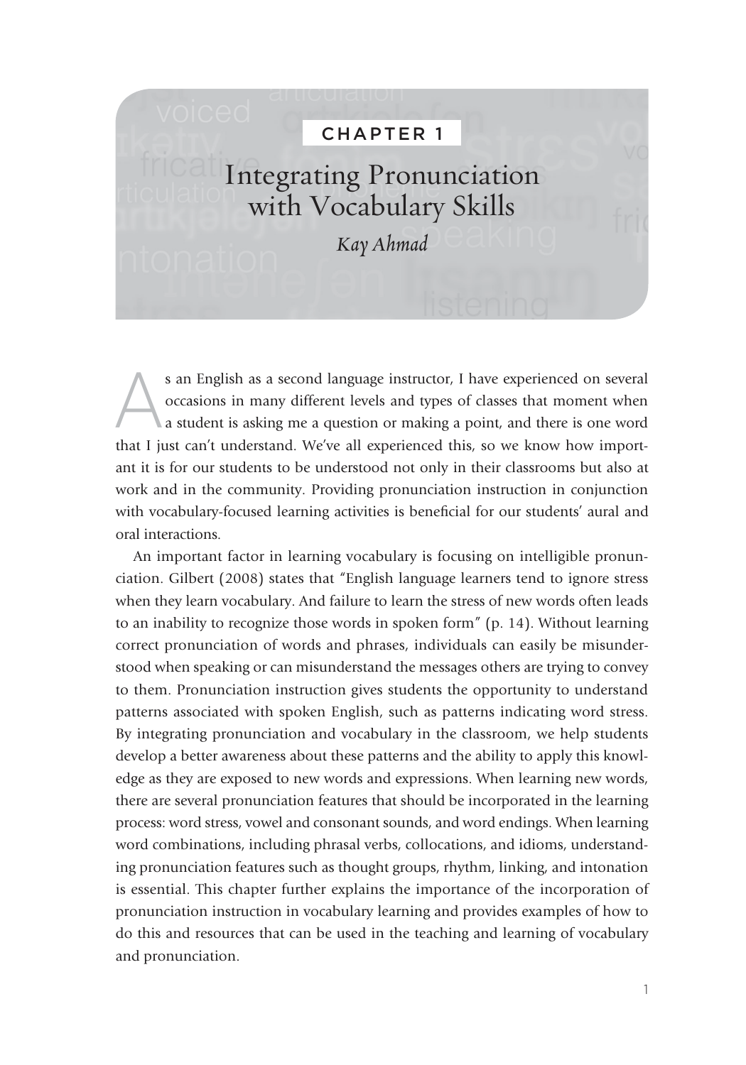CHAPTER 1

# Integrating Pronunciation with Vocabulary Skills

*Kay Ahmad*

As an English as a second language instructor, I have experienced on several occasions in many different levels and types of classes that moment when a student is asking me a question or making a point, and there is one word that I just can't understand. We've all experienced this, so we know how important it is for our students to be understood not only in their classrooms but also at work and in the community. Providing pronunciation instruction in conjunction with vocabulary-focused learning activities is beneficial for our students' aural and oral interactions.

An important factor in learning vocabulary is focusing on intelligible pronunciation. Gilbert (2008) states that "English language learners tend to ignore stress when they learn vocabulary. And failure to learn the stress of new words often leads to an inability to recognize those words in spoken form" (p. 14). Without learning correct pronunciation of words and phrases, individuals can easily be misunderstood when speaking or can misunderstand the messages others are trying to convey to them. Pronunciation instruction gives students the opportunity to understand patterns associated with spoken English, such as patterns indicating word stress. By integrating pronunciation and vocabulary in the classroom, we help students develop a better awareness about these patterns and the ability to apply this knowledge as they are exposed to new words and expressions. When learning new words, there are several pronunciation features that should be incorporated in the learning process: word stress, vowel and consonant sounds, and word endings. When learning word combinations, including phrasal verbs, collocations, and idioms, understanding pronunciation features such as thought groups, rhythm, linking, and intonation is essential. This chapter further explains the importance of the incorporation of pronunciation instruction in vocabulary learning and provides examples of how to do this and resources that can be used in the teaching and learning of vocabulary and pronunciation.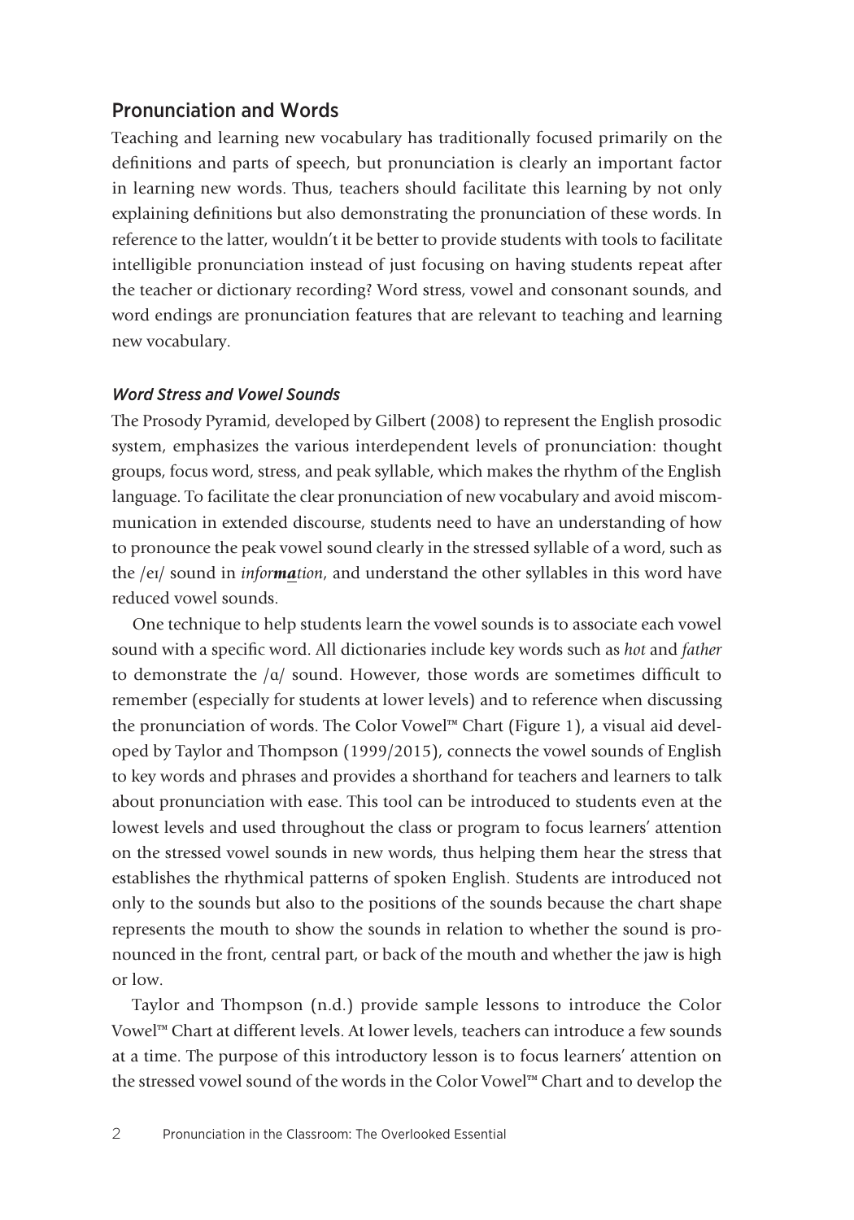## Pronunciation and Words

Teaching and learning new vocabulary has traditionally focused primarily on the definitions and parts of speech, but pronunciation is clearly an important factor in learning new words. Thus, teachers should facilitate this learning by not only explaining definitions but also demonstrating the pronunciation of these words. In reference to the latter, wouldn't it be better to provide students with tools to facilitate intelligible pronunciation instead of just focusing on having students repeat after the teacher or dictionary recording? Word stress, vowel and consonant sounds, and word endings are pronunciation features that are relevant to teaching and learning new vocabulary.

### *Word Stress and Vowel Sounds*

The Prosody Pyramid, developed by Gilbert (2008) to represent the English prosodic system, emphasizes the various interdependent levels of pronunciation: thought groups, focus word, stress, and peak syllable, which makes the rhythm of the English language. To facilitate the clear pronunciation of new vocabulary and avoid miscommunication in extended discourse, students need to have an understanding of how to pronounce the peak vowel sound clearly in the stressed syllable of a word, such as the /eɪ/ sound in *infor**ma**tion*, and understand the other syllables in this word have reduced vowel sounds.

One technique to help students learn the vowel sounds is to associate each vowel sound with a specific word. All dictionaries include key words such as *hot* and *father* to demonstrate the /ɑ/ sound. However, those words are sometimes difficult to remember (especially for students at lower levels) and to reference when discussing the pronunciation of words. The Color Vowel™ Chart (Figure 1), a visual aid developed by Taylor and Thompson (1999/2015), connects the vowel sounds of English to key words and phrases and provides a shorthand for teachers and learners to talk about pronunciation with ease. This tool can be introduced to students even at the lowest levels and used throughout the class or program to focus learners' attention on the stressed vowel sounds in new words, thus helping them hear the stress that establishes the rhythmical patterns of spoken English. Students are introduced not only to the sounds but also to the positions of the sounds because the chart shape represents the mouth to show the sounds in relation to whether the sound is pronounced in the front, central part, or back of the mouth and whether the jaw is high or low.

Taylor and Thompson (n.d.) provide sample lessons to introduce the Color Vowel™ Chart at different levels. At lower levels, teachers can introduce a few sounds at a time. The purpose of this introductory lesson is to focus learners' attention on the stressed vowel sound of the words in the Color Vowel™ Chart and to develop the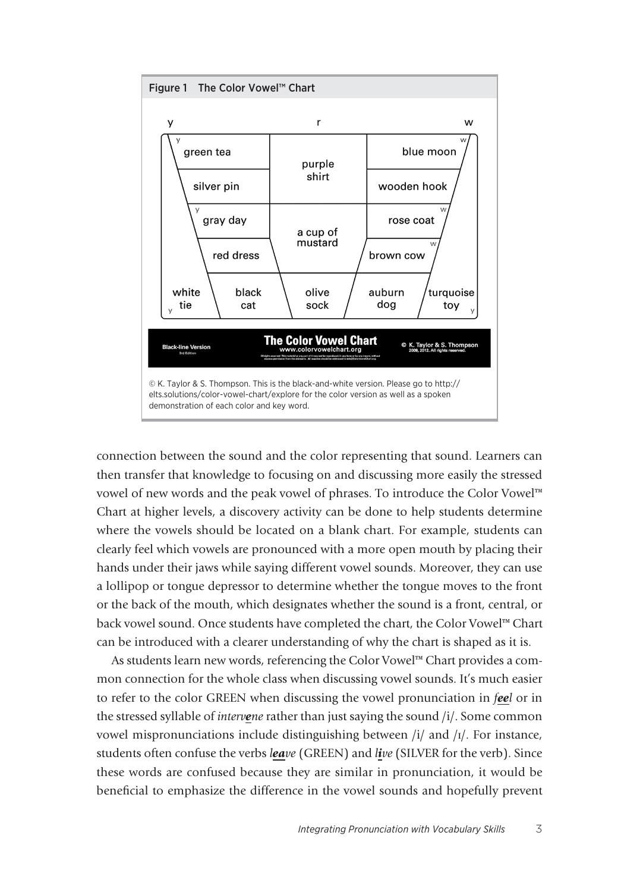**Figure 1 The Color Vowel™ Chart**

| y | | r | | w |
|---|---|---|---|---|
| green tea | | purple shirt | | blue moon |
| silver pin | | | | wooden hook |
| gray day | | a cup of mustard | | rose coat |
| red dress | | | | brown cow |
| white tie | black cat | olive sock | auburn dog | turquoise toy |

**The Color Vowel Chart** www.colorvowelchart.org — Black-line Version, 3rd Edition — © K. Taylor & S. Thompson 2009, 2012. All rights reserved.

© K. Taylor & S. Thompson. This is the black-and-white version. Please go to http://elts.solutions/color-vowel-chart/explore for the color version as well as a spoken demonstration of each color and key word.

connection between the sound and the color representing that sound. Learners can then transfer that knowledge to focusing on and discussing more easily the stressed vowel of new words and the peak vowel of phrases. To introduce the Color Vowel™ Chart at higher levels, a discovery activity can be done to help students determine where the vowels should be located on a blank chart. For example, students can clearly feel which vowels are pronounced with a more open mouth by placing their hands under their jaws while saying different vowel sounds. Moreover, they can use a lollipop or tongue depressor to determine whether the tongue moves to the front or the back of the mouth, which designates whether the sound is a front, central, or back vowel sound. Once students have completed the chart, the Color Vowel™ Chart can be introduced with a clearer understanding of why the chart is shaped as it is.

As students learn new words, referencing the Color Vowel™ Chart provides a common connection for the whole class when discussing vowel sounds. It's much easier to refer to the color GREEN when discussing the vowel pronunciation in *f**ee**l* or in the stressed syllable of *interv**e**ne* rather than just saying the sound /i/. Some common vowel mispronunciations include distinguishing between /i/ and /ɪ/. For instance, students often confuse the verbs *l**ea**ve* (GREEN) and *l**i**ve* (SILVER for the verb). Since these words are confused because they are similar in pronunciation, it would be beneficial to emphasize the difference in the vowel sounds and hopefully prevent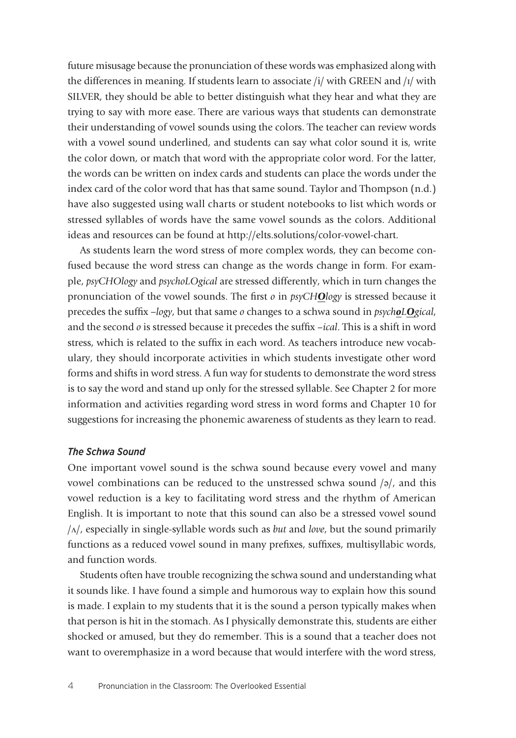future misusage because the pronunciation of these words was emphasized along with the differences in meaning. If students learn to associate /i/ with GREEN and /ɪ/ with SILVER, they should be able to better distinguish what they hear and what they are trying to say with more ease. There are various ways that students can demonstrate their understanding of vowel sounds using the colors. The teacher can review words with a vowel sound underlined, and students can say what color sound it is, write the color down, or match that word with the appropriate color word. For the latter, the words can be written on index cards and students can place the words under the index card of the color word that has that same sound. Taylor and Thompson (n.d.) have also suggested using wall charts or student notebooks to list which words or stressed syllables of words have the same vowel sounds as the colors. Additional ideas and resources can be found at http://elts.solutions/color-vowel-chart.

As students learn the word stress of more complex words, they can become confused because the word stress can change as the words change in form. For example, *psyCHOlogy* and *psychoLOgical* are stressed differently, which in turn changes the pronunciation of the vowel sounds. The first *o* in *psyCH**O**logy* is stressed because it precedes the suffix *–logy*, but that same *o* changes to a schwa sound in *psych**o**L**O**gical*, and the second *o* is stressed because it precedes the suffix *–ical*. This is a shift in word stress, which is related to the suffix in each word. As teachers introduce new vocabulary, they should incorporate activities in which students investigate other word forms and shifts in word stress. A fun way for students to demonstrate the word stress is to say the word and stand up only for the stressed syllable. See Chapter 2 for more information and activities regarding word stress in word forms and Chapter 10 for suggestions for increasing the phonemic awareness of students as they learn to read.

### *The Schwa Sound*

One important vowel sound is the schwa sound because every vowel and many vowel combinations can be reduced to the unstressed schwa sound /ə/, and this vowel reduction is a key to facilitating word stress and the rhythm of American English. It is important to note that this sound can also be a stressed vowel sound /ʌ/, especially in single-syllable words such as *but* and *love*, but the sound primarily functions as a reduced vowel sound in many prefixes, suffixes, multisyllabic words, and function words.

Students often have trouble recognizing the schwa sound and understanding what it sounds like. I have found a simple and humorous way to explain how this sound is made. I explain to my students that it is the sound a person typically makes when that person is hit in the stomach. As I physically demonstrate this, students are either shocked or amused, but they do remember. This is a sound that a teacher does not want to overemphasize in a word because that would interfere with the word stress,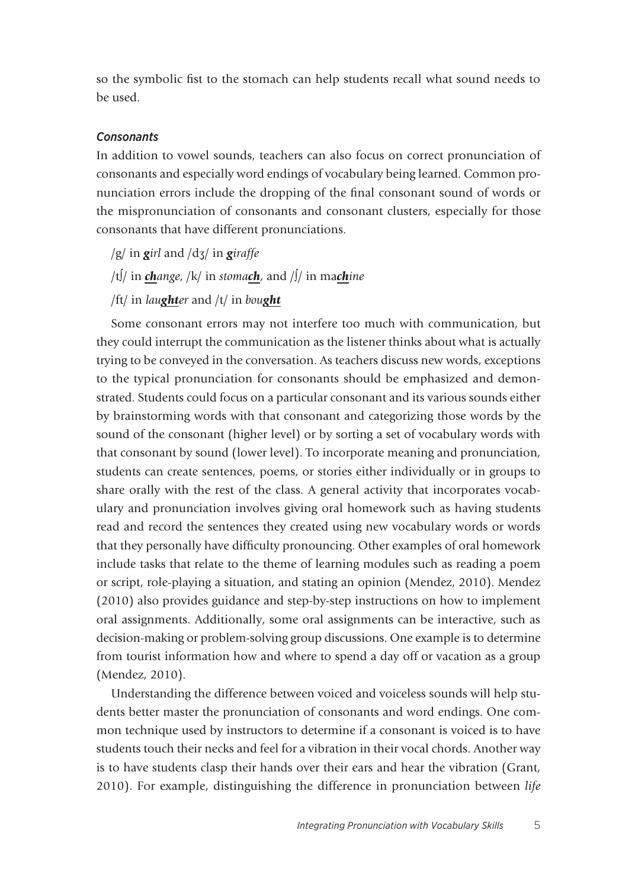so the symbolic fist to the stomach can help students recall what sound needs to be used.

### *Consonants*

In addition to vowel sounds, teachers can also focus on correct pronunciation of consonants and especially word endings of vocabulary being learned. Common pronunciation errors include the dropping of the final consonant sound of words or the mispronunciation of consonants and consonant clusters, especially for those consonants that have different pronunciations.

/g/ in ***g**irl* and /dʒ/ in ***g**iraffe*

/tʃ/ in ***ch**ange*, /k/ in *stoma**ch***, and /ʃ/ in *ma**ch**ine*

/ft/ in *lau**ght**er* and /t/ in *bou**ght***

Some consonant errors may not interfere too much with communication, but they could interrupt the communication as the listener thinks about what is actually trying to be conveyed in the conversation. As teachers discuss new words, exceptions to the typical pronunciation for consonants should be emphasized and demonstrated. Students could focus on a particular consonant and its various sounds either by brainstorming words with that consonant and categorizing those words by the sound of the consonant (higher level) or by sorting a set of vocabulary words with that consonant by sound (lower level). To incorporate meaning and pronunciation, students can create sentences, poems, or stories either individually or in groups to share orally with the rest of the class. A general activity that incorporates vocabulary and pronunciation involves giving oral homework such as having students read and record the sentences they created using new vocabulary words or words that they personally have difficulty pronouncing. Other examples of oral homework include tasks that relate to the theme of learning modules such as reading a poem or script, role-playing a situation, and stating an opinion (Mendez, 2010). Mendez (2010) also provides guidance and step-by-step instructions on how to implement oral assignments. Additionally, some oral assignments can be interactive, such as decision-making or problem-solving group discussions. One example is to determine from tourist information how and where to spend a day off or vacation as a group (Mendez, 2010).

Understanding the difference between voiced and voiceless sounds will help students better master the pronunciation of consonants and word endings. One common technique used by instructors to determine if a consonant is voiced is to have students touch their necks and feel for a vibration in their vocal chords. Another way is to have students clasp their hands over their ears and hear the vibration (Grant, 2010). For example, distinguishing the difference in pronunciation between *life*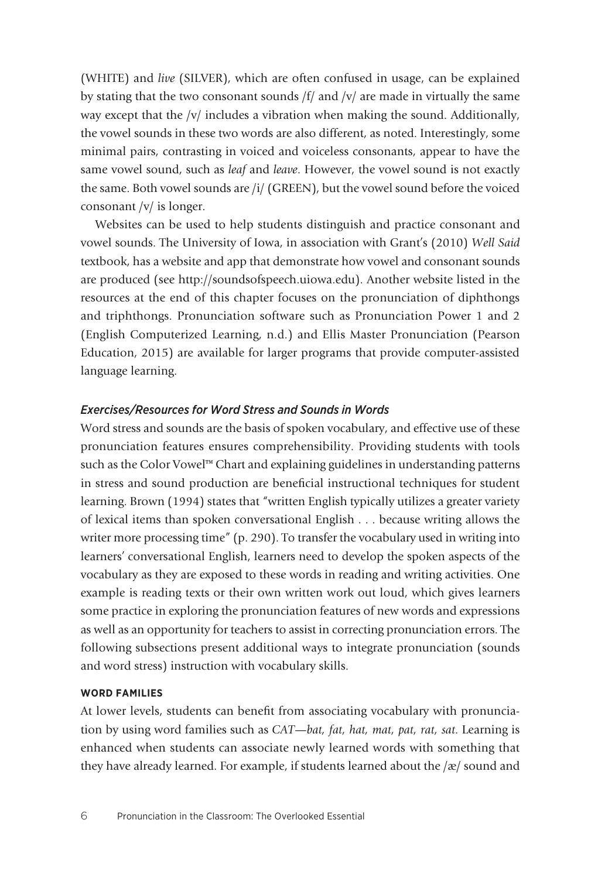(WHITE) and *live* (SILVER), which are often confused in usage, can be explained by stating that the two consonant sounds /f/ and /v/ are made in virtually the same way except that the /v/ includes a vibration when making the sound. Additionally, the vowel sounds in these two words are also different, as noted. Interestingly, some minimal pairs, contrasting in voiced and voiceless consonants, appear to have the same vowel sound, such as *leaf* and *leave*. However, the vowel sound is not exactly the same. Both vowel sounds are /i/ (GREEN), but the vowel sound before the voiced consonant /v/ is longer.

Websites can be used to help students distinguish and practice consonant and vowel sounds. The University of Iowa, in association with Grant's (2010) *Well Said* textbook, has a website and app that demonstrate how vowel and consonant sounds are produced (see http://soundsofspeech.uiowa.edu). Another website listed in the resources at the end of this chapter focuses on the pronunciation of diphthongs and triphthongs. Pronunciation software such as Pronunciation Power 1 and 2 (English Computerized Learning, n.d.) and Ellis Master Pronunciation (Pearson Education, 2015) are available for larger programs that provide computer-assisted language learning.

### *Exercises/Resources for Word Stress and Sounds in Words*

Word stress and sounds are the basis of spoken vocabulary, and effective use of these pronunciation features ensures comprehensibility. Providing students with tools such as the Color Vowel™ Chart and explaining guidelines in understanding patterns in stress and sound production are beneficial instructional techniques for student learning. Brown (1994) states that "written English typically utilizes a greater variety of lexical items than spoken conversational English . . . because writing allows the writer more processing time" (p. 290). To transfer the vocabulary used in writing into learners' conversational English, learners need to develop the spoken aspects of the vocabulary as they are exposed to these words in reading and writing activities. One example is reading texts or their own written work out loud, which gives learners some practice in exploring the pronunciation features of new words and expressions as well as an opportunity for teachers to assist in correcting pronunciation errors. The following subsections present additional ways to integrate pronunciation (sounds and word stress) instruction with vocabulary skills.

#### WORD FAMILIES

At lower levels, students can benefit from associating vocabulary with pronunciation by using word families such as *CAT—bat, fat, hat, mat, pat, rat, sat*. Learning is enhanced when students can associate newly learned words with something that they have already learned. For example, if students learned about the /æ/ sound and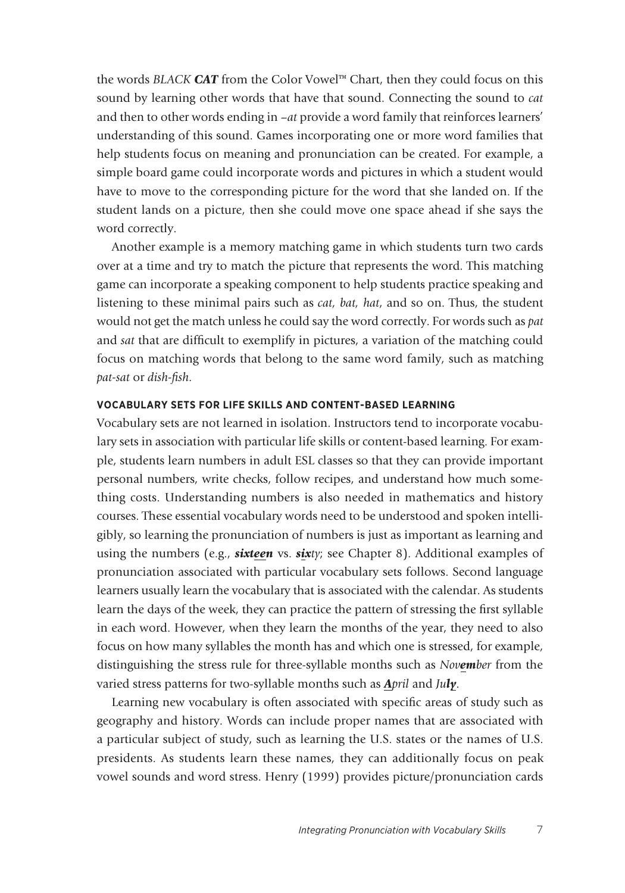the words *BLACK* ***CAT*** from the Color Vowel™ Chart, then they could focus on this sound by learning other words that have that sound. Connecting the sound to *cat* and then to other words ending in *–at* provide a word family that reinforces learners' understanding of this sound. Games incorporating one or more word families that help students focus on meaning and pronunciation can be created. For example, a simple board game could incorporate words and pictures in which a student would have to move to the corresponding picture for the word that she landed on. If the student lands on a picture, then she could move one space ahead if she says the word correctly.

Another example is a memory matching game in which students turn two cards over at a time and try to match the picture that represents the word. This matching game can incorporate a speaking component to help students practice speaking and listening to these minimal pairs such as *cat, bat, hat*, and so on. Thus, the student would not get the match unless he could say the word correctly. For words such as *pat* and *sat* that are difficult to exemplify in pictures, a variation of the matching could focus on matching words that belong to the same word family, such as matching *pat-sat* or *dish-fish*.

#### VOCABULARY SETS FOR LIFE SKILLS AND CONTENT-BASED LEARNING

Vocabulary sets are not learned in isolation. Instructors tend to incorporate vocabulary sets in association with particular life skills or content-based learning. For example, students learn numbers in adult ESL classes so that they can provide important personal numbers, write checks, follow recipes, and understand how much something costs. Understanding numbers is also needed in mathematics and history courses. These essential vocabulary words need to be understood and spoken intelligibly, so learning the pronunciation of numbers is just as important as learning and using the numbers (e.g., ***sixteen*** vs. ***six****ty*; see Chapter 8). Additional examples of pronunciation associated with particular vocabulary sets follows. Second language learners usually learn the vocabulary that is associated with the calendar. As students learn the days of the week, they can practice the pattern of stressing the first syllable in each word. However, when they learn the months of the year, they need to also focus on how many syllables the month has and which one is stressed, for example, distinguishing the stress rule for three-syllable months such as *Nov****em****ber* from the varied stress patterns for two-syllable months such as ***A****pril* and *Ju****ly***.

Learning new vocabulary is often associated with specific areas of study such as geography and history. Words can include proper names that are associated with a particular subject of study, such as learning the U.S. states or the names of U.S. presidents. As students learn these names, they can additionally focus on peak vowel sounds and word stress. Henry (1999) provides picture/pronunciation cards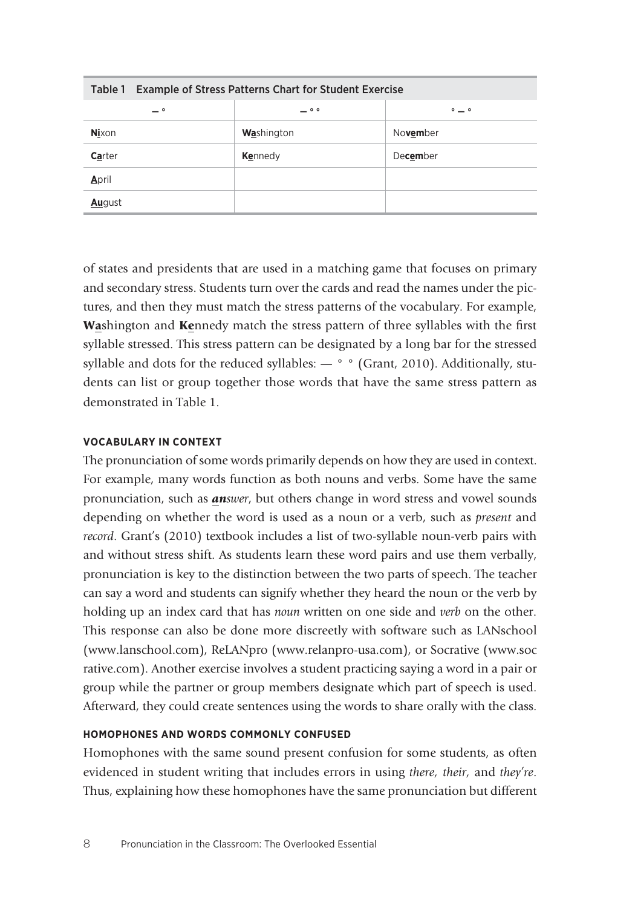Table 1 Example of Stress Patterns Chart for Student Exercise

| — ° | — ° ° | ° — ° |
|---|---|---|
| **Ni**xon | **Wa**shington | No**vem**ber |
| **Ca**rter | **Ke**nnedy | De**cem**ber |
| **A**pril | | |
| **Au**gust | | |

of states and presidents that are used in a matching game that focuses on primary and secondary stress. Students turn over the cards and read the names under the pictures, and then they must match the stress patterns of the vocabulary. For example, **Wa**shington and **Ke**nnedy match the stress pattern of three syllables with the first syllable stressed. This stress pattern can be designated by a long bar for the stressed syllable and dots for the reduced syllables: — ° ° (Grant, 2010). Additionally, students can list or group together those words that have the same stress pattern as demonstrated in Table 1.

#### VOCABULARY IN CONTEXT

The pronunciation of some words primarily depends on how they are used in context. For example, many words function as both nouns and verbs. Some have the same pronunciation, such as ***an**swer*, but others change in word stress and vowel sounds depending on whether the word is used as a noun or a verb, such as *present* and *record*. Grant's (2010) textbook includes a list of two-syllable noun-verb pairs with and without stress shift. As students learn these word pairs and use them verbally, pronunciation is key to the distinction between the two parts of speech. The teacher can say a word and students can signify whether they heard the noun or the verb by holding up an index card that has *noun* written on one side and *verb* on the other. This response can also be done more discreetly with software such as LANschool (www.lanschool.com), ReLANpro (www.relanpro-usa.com), or Socrative (www.socrative.com). Another exercise involves a student practicing saying a word in a pair or group while the partner or group members designate which part of speech is used. Afterward, they could create sentences using the words to share orally with the class.

#### HOMOPHONES AND WORDS COMMONLY CONFUSED

Homophones with the same sound present confusion for some students, as often evidenced in student writing that includes errors in using *there*, *their*, and *they're*. Thus, explaining how these homophones have the same pronunciation but different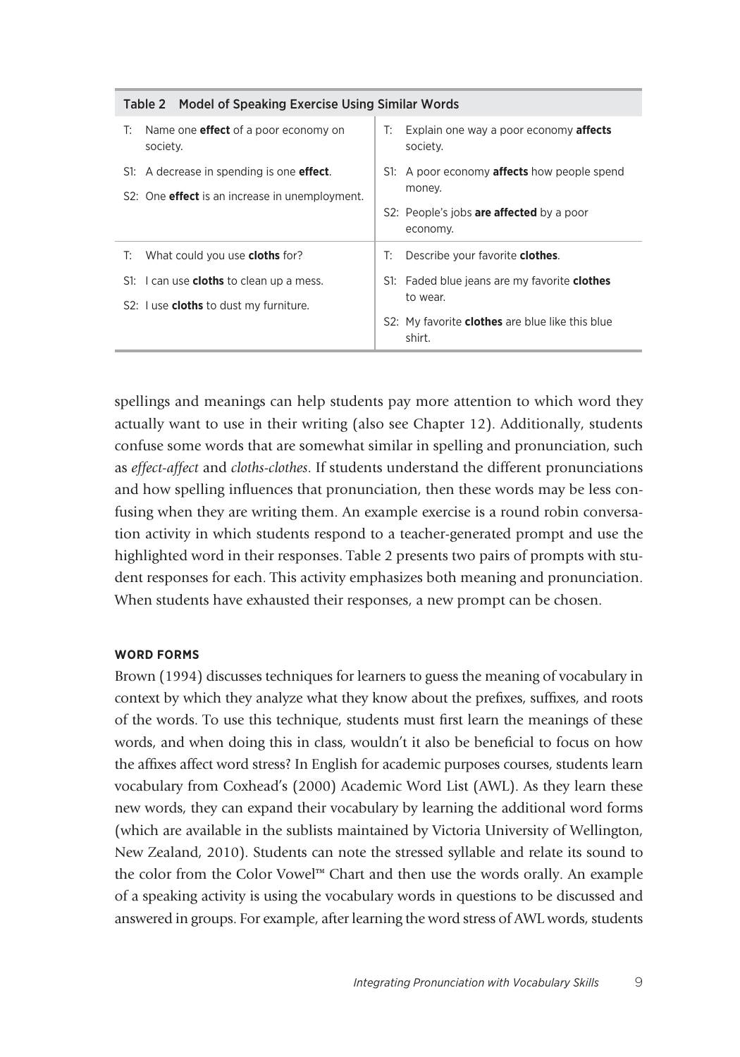Table 2 Model of Speaking Exercise Using Similar Words

| | |
|---|---|
| T: Name one **effect** of a poor economy on society.<br>S1: A decrease in spending is one **effect**.<br>S2: One **effect** is an increase in unemployment. | T: Explain one way a poor economy **affects** society.<br>S1: A poor economy **affects** how people spend money.<br>S2: People's jobs **are affected** by a poor economy. |
| T: What could you use **cloths** for?<br>S1: I can use **cloths** to clean up a mess.<br>S2: I use **cloths** to dust my furniture. | T: Describe your favorite **clothes**.<br>S1: Faded blue jeans are my favorite **clothes** to wear.<br>S2: My favorite **clothes** are blue like this blue shirt. |

spellings and meanings can help students pay more attention to which word they actually want to use in their writing (also see Chapter 12). Additionally, students confuse some words that are somewhat similar in spelling and pronunciation, such as *effect-affect* and *cloths-clothes*. If students understand the different pronunciations and how spelling influences that pronunciation, then these words may be less confusing when they are writing them. An example exercise is a round robin conversation activity in which students respond to a teacher-generated prompt and use the highlighted word in their responses. Table 2 presents two pairs of prompts with student responses for each. This activity emphasizes both meaning and pronunciation. When students have exhausted their responses, a new prompt can be chosen.

#### WORD FORMS

Brown (1994) discusses techniques for learners to guess the meaning of vocabulary in context by which they analyze what they know about the prefixes, suffixes, and roots of the words. To use this technique, students must first learn the meanings of these words, and when doing this in class, wouldn't it also be beneficial to focus on how the affixes affect word stress? In English for academic purposes courses, students learn vocabulary from Coxhead's (2000) Academic Word List (AWL). As they learn these new words, they can expand their vocabulary by learning the additional word forms (which are available in the sublists maintained by Victoria University of Wellington, New Zealand, 2010). Students can note the stressed syllable and relate its sound to the color from the Color Vowel™ Chart and then use the words orally. An example of a speaking activity is using the vocabulary words in questions to be discussed and answered in groups. For example, after learning the word stress of AWL words, students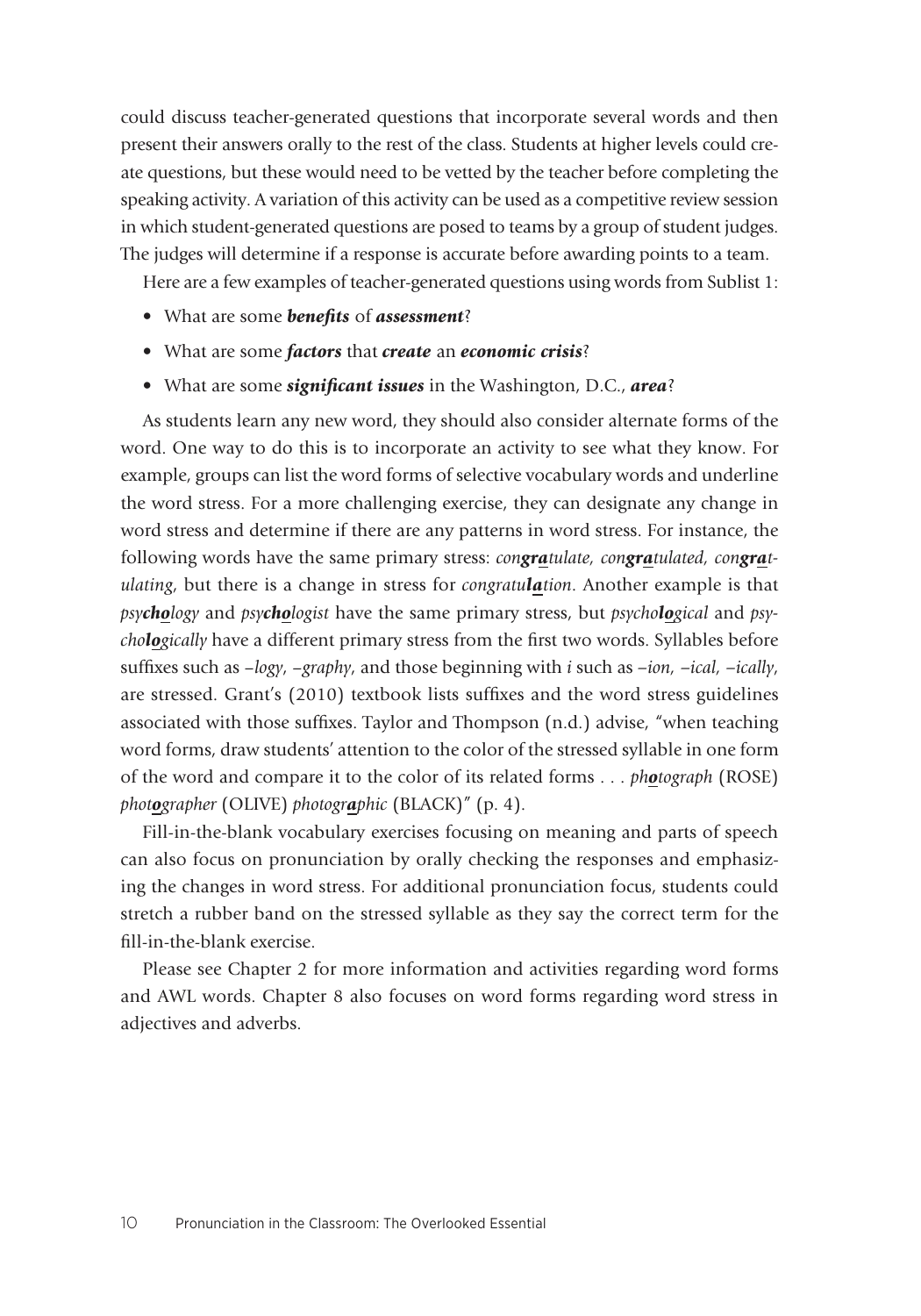could discuss teacher-generated questions that incorporate several words and then present their answers orally to the rest of the class. Students at higher levels could create questions, but these would need to be vetted by the teacher before completing the speaking activity. A variation of this activity can be used as a competitive review session in which student-generated questions are posed to teams by a group of student judges. The judges will determine if a response is accurate before awarding points to a team.

Here are a few examples of teacher-generated questions using words from Sublist 1:

- What are some ***benefits*** of ***assessment***?
- What are some ***factors*** that ***create*** an ***economic crisis***?
- What are some ***significant issues*** in the Washington, D.C., ***area***?

As students learn any new word, they should also consider alternate forms of the word. One way to do this is to incorporate an activity to see what they know. For example, groups can list the word forms of selective vocabulary words and underline the word stress. For a more challenging exercise, they can designate any change in word stress and determine if there are any patterns in word stress. For instance, the following words have the same primary stress: *con**gra**tulate, con**gra**tulated, con**gra**tulating*, but there is a change in stress for *congratu**la**tion*. Another example is that *psy**cho**logy* and *psy**cho**logist* have the same primary stress, but *psycho**lo**gical* and *psycho**lo**gically* have a different primary stress from the first two words. Syllables before suffixes such as *–logy*, *–graphy*, and those beginning with *i* such as *–ion, –ical, –ically*, are stressed. Grant's (2010) textbook lists suffixes and the word stress guidelines associated with those suffixes. Taylor and Thompson (n.d.) advise, "when teaching word forms, draw students' attention to the color of the stressed syllable in one form of the word and compare it to the color of its related forms . . . *ph**o**tograph* (ROSE) *phot**o**grapher* (OLIVE) *photogr**a**phic* (BLACK)" (p. 4).

Fill-in-the-blank vocabulary exercises focusing on meaning and parts of speech can also focus on pronunciation by orally checking the responses and emphasizing the changes in word stress. For additional pronunciation focus, students could stretch a rubber band on the stressed syllable as they say the correct term for the fill-in-the-blank exercise.

Please see Chapter 2 for more information and activities regarding word forms and AWL words. Chapter 8 also focuses on word forms regarding word stress in adjectives and adverbs.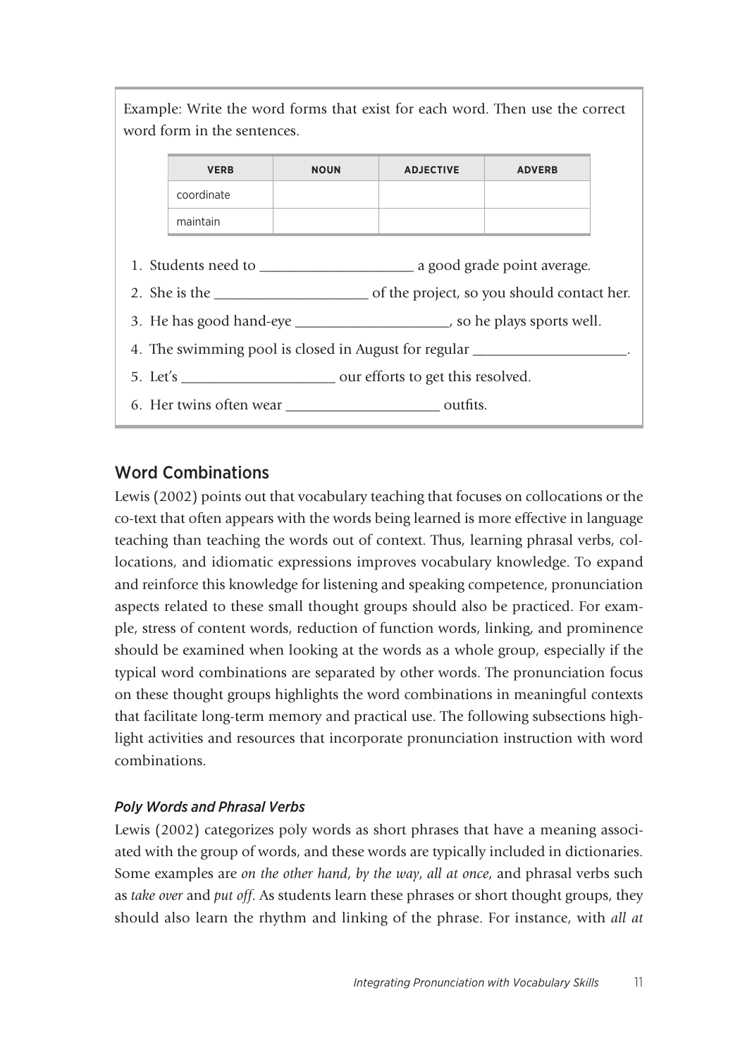Example: Write the word forms that exist for each word. Then use the correct word form in the sentences.

| VERB | NOUN | ADJECTIVE | ADVERB |
|---|---|---|---|
| coordinate | | | |
| maintain | | | |

1. Students need to ____________________ a good grade point average.
2. She is the ____________________ of the project, so you should contact her.
3. He has good hand-eye ____________________, so he plays sports well.
4. The swimming pool is closed in August for regular ____________________.
5. Let's ____________________ our efforts to get this resolved.
6. Her twins often wear ____________________ outfits.

## Word Combinations

Lewis (2002) points out that vocabulary teaching that focuses on collocations or the co-text that often appears with the words being learned is more effective in language teaching than teaching the words out of context. Thus, learning phrasal verbs, collocations, and idiomatic expressions improves vocabulary knowledge. To expand and reinforce this knowledge for listening and speaking competence, pronunciation aspects related to these small thought groups should also be practiced. For example, stress of content words, reduction of function words, linking, and prominence should be examined when looking at the words as a whole group, especially if the typical word combinations are separated by other words. The pronunciation focus on these thought groups highlights the word combinations in meaningful contexts that facilitate long-term memory and practical use. The following subsections highlight activities and resources that incorporate pronunciation instruction with word combinations.

### *Poly Words and Phrasal Verbs*

Lewis (2002) categorizes poly words as short phrases that have a meaning associated with the group of words, and these words are typically included in dictionaries. Some examples are *on the other hand*, *by the way*, *all at once*, and phrasal verbs such as *take over* and *put off*. As students learn these phrases or short thought groups, they should also learn the rhythm and linking of the phrase. For instance, with *all at*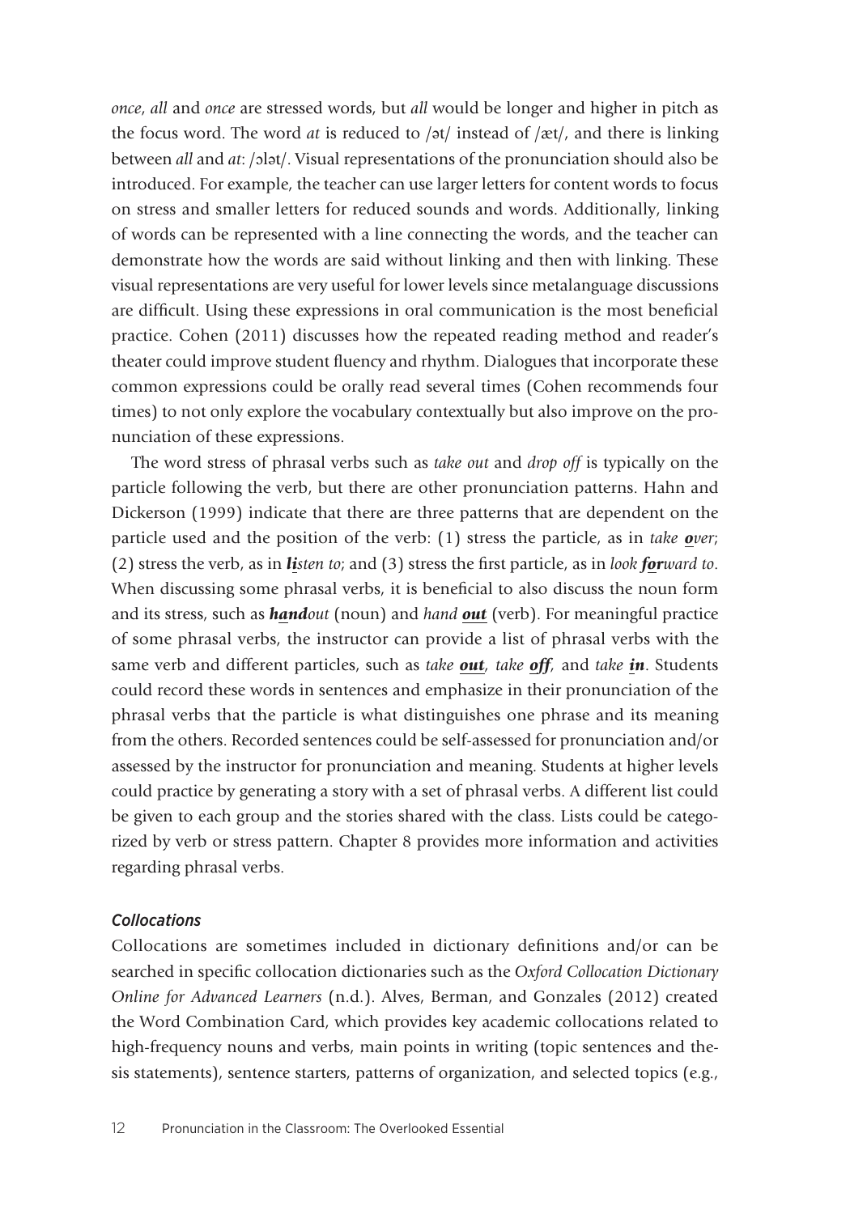*once*, *all* and *once* are stressed words, but *all* would be longer and higher in pitch as the focus word. The word *at* is reduced to /ət/ instead of /æt/, and there is linking between *all* and *at*: /ɔlət/. Visual representations of the pronunciation should also be introduced. For example, the teacher can use larger letters for content words to focus on stress and smaller letters for reduced sounds and words. Additionally, linking of words can be represented with a line connecting the words, and the teacher can demonstrate how the words are said without linking and then with linking. These visual representations are very useful for lower levels since metalanguage discussions are difficult. Using these expressions in oral communication is the most beneficial practice. Cohen (2011) discusses how the repeated reading method and reader's theater could improve student fluency and rhythm. Dialogues that incorporate these common expressions could be orally read several times (Cohen recommends four times) to not only explore the vocabulary contextually but also improve on the pronunciation of these expressions.

The word stress of phrasal verbs such as *take out* and *drop off* is typically on the particle following the verb, but there are other pronunciation patterns. Hahn and Dickerson (1999) indicate that there are three patterns that are dependent on the particle used and the position of the verb: (1) stress the particle, as in *take* ***o****ver*; (2) stress the verb, as in ***li****sten to*; and (3) stress the first particle, as in *look* ***for****ward to*. When discussing some phrasal verbs, it is beneficial to also discuss the noun form and its stress, such as ***hand****out* (noun) and *hand* ***out*** (verb). For meaningful practice of some phrasal verbs, the instructor can provide a list of phrasal verbs with the same verb and different particles, such as *take* ***out***, *take* ***off***, and *take* ***in***. Students could record these words in sentences and emphasize in their pronunciation of the phrasal verbs that the particle is what distinguishes one phrase and its meaning from the others. Recorded sentences could be self-assessed for pronunciation and/or assessed by the instructor for pronunciation and meaning. Students at higher levels could practice by generating a story with a set of phrasal verbs. A different list could be given to each group and the stories shared with the class. Lists could be categorized by verb or stress pattern. Chapter 8 provides more information and activities regarding phrasal verbs.

### *Collocations*

Collocations are sometimes included in dictionary definitions and/or can be searched in specific collocation dictionaries such as the *Oxford Collocation Dictionary Online for Advanced Learners* (n.d.). Alves, Berman, and Gonzales (2012) created the Word Combination Card, which provides key academic collocations related to high-frequency nouns and verbs, main points in writing (topic sentences and thesis statements), sentence starters, patterns of organization, and selected topics (e.g.,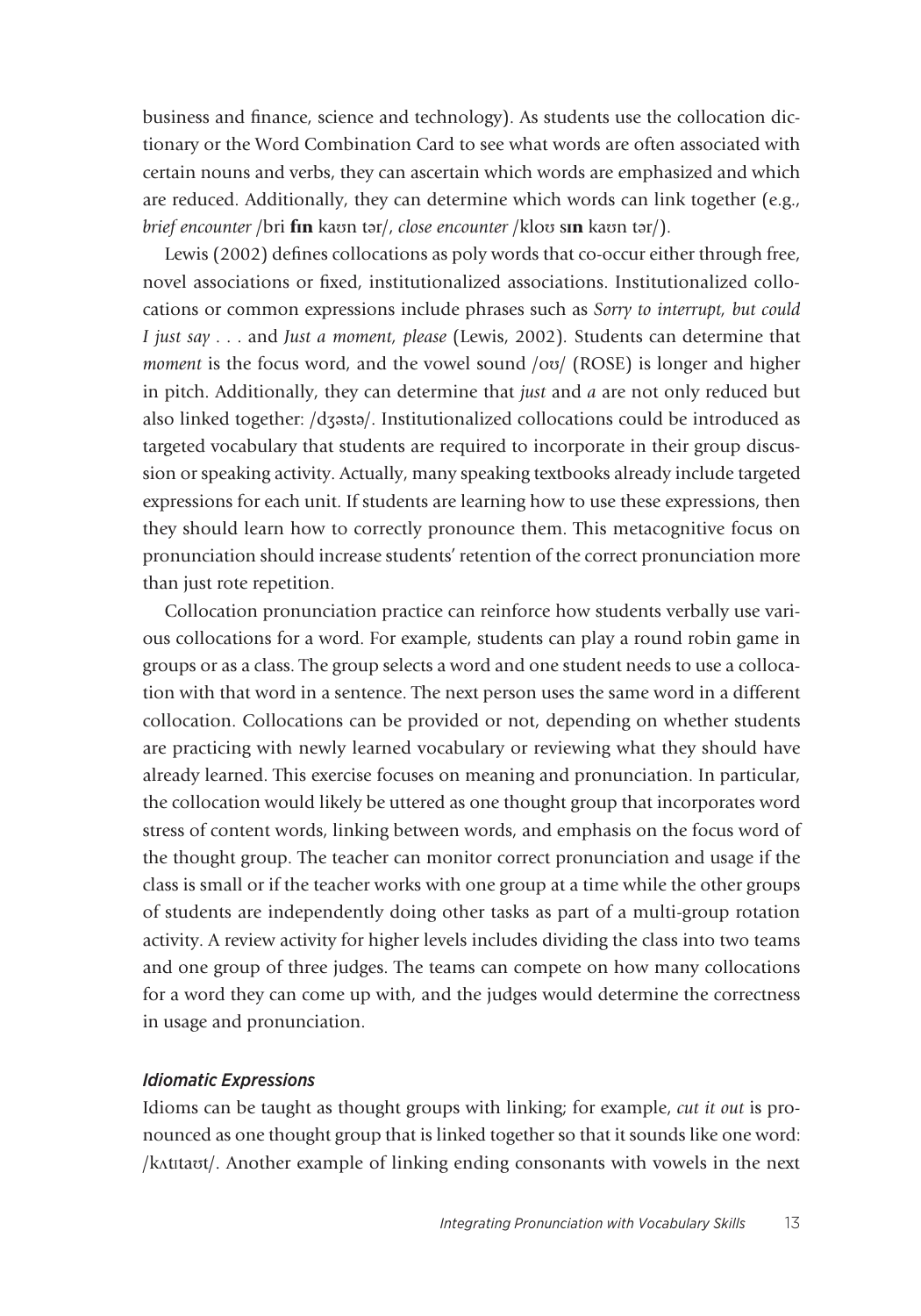business and finance, science and technology). As students use the collocation dictionary or the Word Combination Card to see what words are often associated with certain nouns and verbs, they can ascertain which words are emphasized and which are reduced. Additionally, they can determine which words can link together (e.g., *brief encounter* /bri **fɪn** kaʊn tər/, *close encounter* /kloʊ **sɪn** kaʊn tər/).

Lewis (2002) defines collocations as poly words that co-occur either through free, novel associations or fixed, institutionalized associations. Institutionalized collocations or common expressions include phrases such as *Sorry to interrupt, but could I just say . . .* and *Just a moment, please* (Lewis, 2002). Students can determine that *moment* is the focus word, and the vowel sound /oʊ/ (ROSE) is longer and higher in pitch. Additionally, they can determine that *just* and *a* are not only reduced but also linked together: /dʒəstə/. Institutionalized collocations could be introduced as targeted vocabulary that students are required to incorporate in their group discussion or speaking activity. Actually, many speaking textbooks already include targeted expressions for each unit. If students are learning how to use these expressions, then they should learn how to correctly pronounce them. This metacognitive focus on pronunciation should increase students' retention of the correct pronunciation more than just rote repetition.

Collocation pronunciation practice can reinforce how students verbally use various collocations for a word. For example, students can play a round robin game in groups or as a class. The group selects a word and one student needs to use a collocation with that word in a sentence. The next person uses the same word in a different collocation. Collocations can be provided or not, depending on whether students are practicing with newly learned vocabulary or reviewing what they should have already learned. This exercise focuses on meaning and pronunciation. In particular, the collocation would likely be uttered as one thought group that incorporates word stress of content words, linking between words, and emphasis on the focus word of the thought group. The teacher can monitor correct pronunciation and usage if the class is small or if the teacher works with one group at a time while the other groups of students are independently doing other tasks as part of a multi-group rotation activity. A review activity for higher levels includes dividing the class into two teams and one group of three judges. The teams can compete on how many collocations for a word they can come up with, and the judges would determine the correctness in usage and pronunciation.

### *Idiomatic Expressions*

Idioms can be taught as thought groups with linking; for example, *cut it out* is pronounced as one thought group that is linked together so that it sounds like one word: /kʌtɪtaʊt/. Another example of linking ending consonants with vowels in the next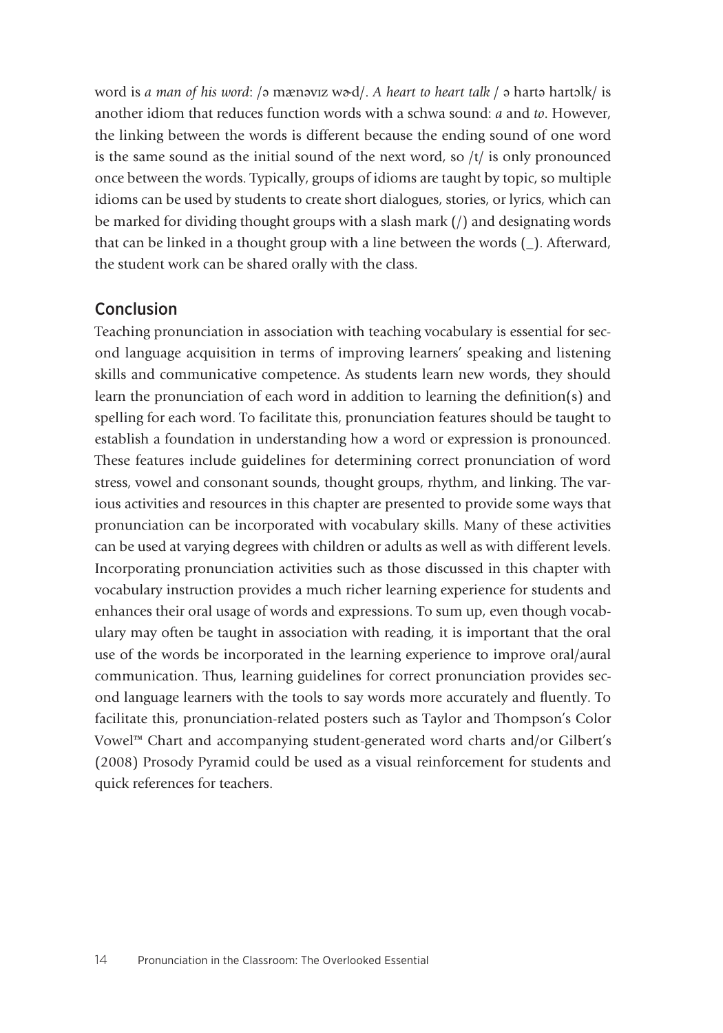word is *a man of his word*: /ə mænəvɪz wɚd/. *A heart to heart talk* / ə hartə hartɔlk/ is another idiom that reduces function words with a schwa sound: *a* and *to*. However, the linking between the words is different because the ending sound of one word is the same sound as the initial sound of the next word, so /t/ is only pronounced once between the words. Typically, groups of idioms are taught by topic, so multiple idioms can be used by students to create short dialogues, stories, or lyrics, which can be marked for dividing thought groups with a slash mark (/) and designating words that can be linked in a thought group with a line between the words (_). Afterward, the student work can be shared orally with the class.

## Conclusion

Teaching pronunciation in association with teaching vocabulary is essential for second language acquisition in terms of improving learners' speaking and listening skills and communicative competence. As students learn new words, they should learn the pronunciation of each word in addition to learning the definition(s) and spelling for each word. To facilitate this, pronunciation features should be taught to establish a foundation in understanding how a word or expression is pronounced. These features include guidelines for determining correct pronunciation of word stress, vowel and consonant sounds, thought groups, rhythm, and linking. The various activities and resources in this chapter are presented to provide some ways that pronunciation can be incorporated with vocabulary skills. Many of these activities can be used at varying degrees with children or adults as well as with different levels. Incorporating pronunciation activities such as those discussed in this chapter with vocabulary instruction provides a much richer learning experience for students and enhances their oral usage of words and expressions. To sum up, even though vocabulary may often be taught in association with reading, it is important that the oral use of the words be incorporated in the learning experience to improve oral/aural communication. Thus, learning guidelines for correct pronunciation provides second language learners with the tools to say words more accurately and fluently. To facilitate this, pronunciation-related posters such as Taylor and Thompson's Color Vowel™ Chart and accompanying student-generated word charts and/or Gilbert's (2008) Prosody Pyramid could be used as a visual reinforcement for students and quick references for teachers.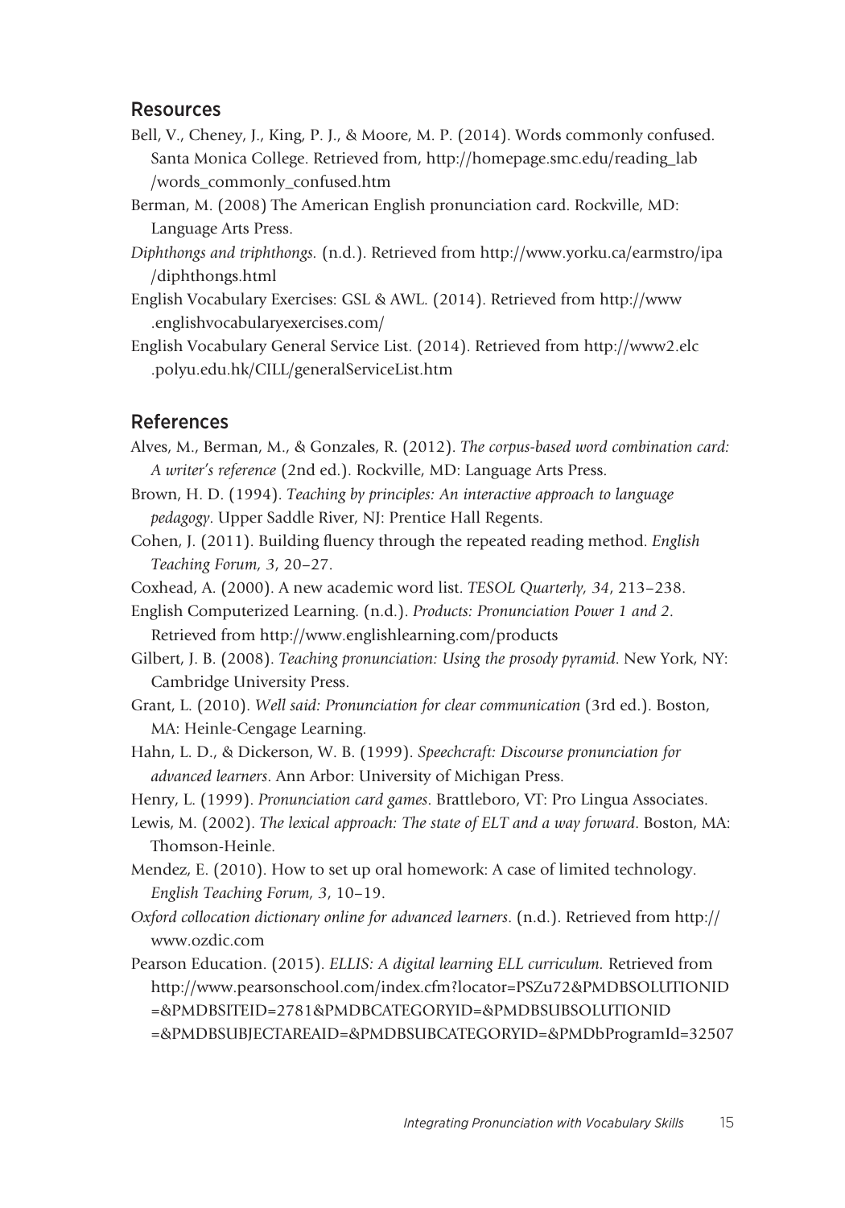## Resources

Bell, V., Cheney, J., King, P. J., & Moore, M. P. (2014). Words commonly confused. Santa Monica College. Retrieved from, http://homepage.smc.edu/reading_lab/words_commonly_confused.htm

Berman, M. (2008) The American English pronunciation card. Rockville, MD: Language Arts Press.

*Diphthongs and triphthongs.* (n.d.). Retrieved from http://www.yorku.ca/earmstro/ipa/diphthongs.html

English Vocabulary Exercises: GSL & AWL. (2014). Retrieved from http://www.englishvocabularyexercises.com/

English Vocabulary General Service List. (2014). Retrieved from http://www2.elc.polyu.edu.hk/CILL/generalServiceList.htm

## References

Alves, M., Berman, M., & Gonzales, R. (2012). *The corpus-based word combination card: A writer's reference* (2nd ed.). Rockville, MD: Language Arts Press.

Brown, H. D. (1994). *Teaching by principles: An interactive approach to language pedagogy*. Upper Saddle River, NJ: Prentice Hall Regents.

Cohen, J. (2011). Building fluency through the repeated reading method. *English Teaching Forum, 3*, 20–27.

Coxhead, A. (2000). A new academic word list. *TESOL Quarterly, 34*, 213–238.

English Computerized Learning. (n.d.). *Products: Pronunciation Power 1 and 2*. Retrieved from http://www.englishlearning.com/products

Gilbert, J. B. (2008). *Teaching pronunciation: Using the prosody pyramid*. New York, NY: Cambridge University Press.

Grant, L. (2010). *Well said: Pronunciation for clear communication* (3rd ed.). Boston, MA: Heinle-Cengage Learning.

Hahn, L. D., & Dickerson, W. B. (1999). *Speechcraft: Discourse pronunciation for advanced learners*. Ann Arbor: University of Michigan Press.

Henry, L. (1999). *Pronunciation card games*. Brattleboro, VT: Pro Lingua Associates.

Lewis, M. (2002). *The lexical approach: The state of ELT and a way forward*. Boston, MA: Thomson-Heinle.

Mendez, E. (2010). How to set up oral homework: A case of limited technology. *English Teaching Forum, 3*, 10–19.

*Oxford collocation dictionary online for advanced learners*. (n.d.). Retrieved from http://www.ozdic.com

Pearson Education. (2015). *ELLIS: A digital learning ELL curriculum.* Retrieved from http://www.pearsonschool.com/index.cfm?locator=PSZu72&PMDBSOLUTIONID=&PMDBSITEID=2781&PMDBCATEGORYID=&PMDBSUBSOLUTIONID=&PMDBSUBJECTAREAID=&PMDBSUBCATEGORYID=&PMDbProgramId=32507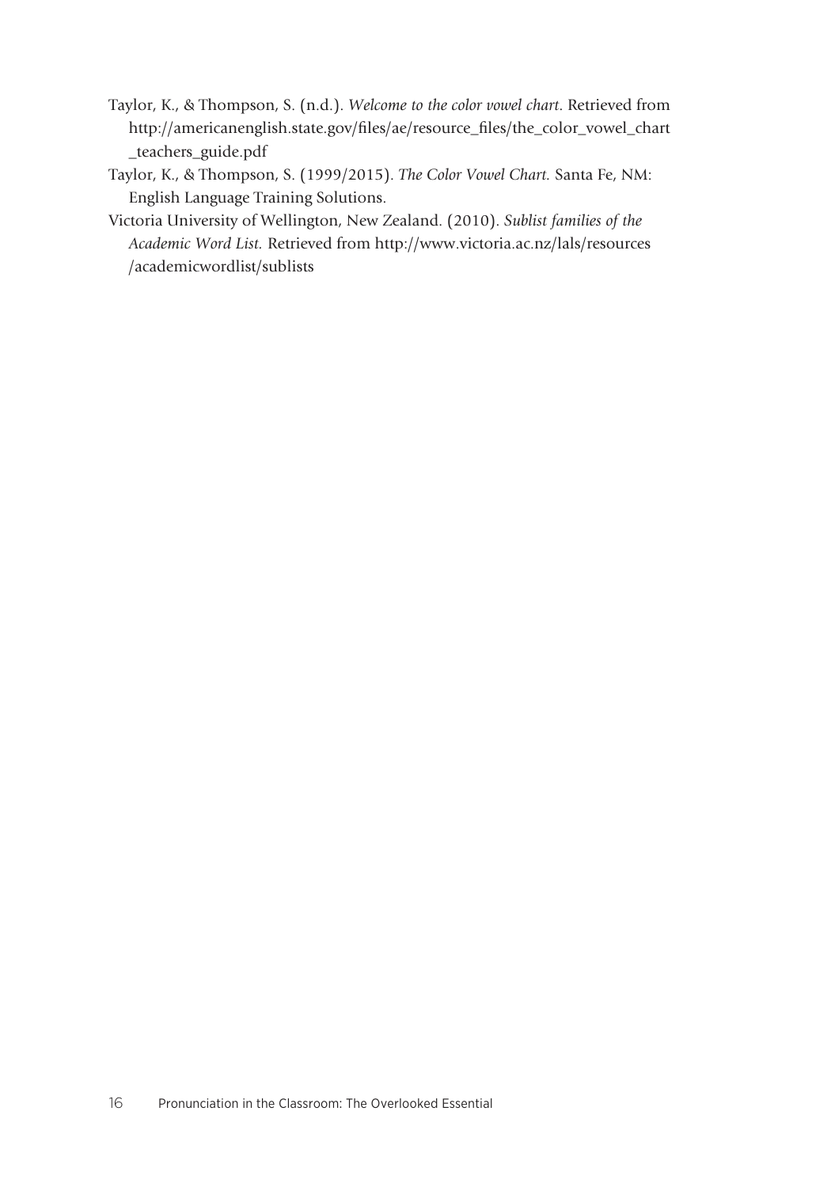Taylor, K., & Thompson, S. (n.d.). *Welcome to the color vowel chart*. Retrieved from http://americanenglish.state.gov/files/ae/resource_files/the_color_vowel_chart_teachers_guide.pdf

Taylor, K., & Thompson, S. (1999/2015). *The Color Vowel Chart.* Santa Fe, NM: English Language Training Solutions.

Victoria University of Wellington, New Zealand. (2010). *Sublist families of the Academic Word List.* Retrieved from http://www.victoria.ac.nz/lals/resources/academicwordlist/sublists